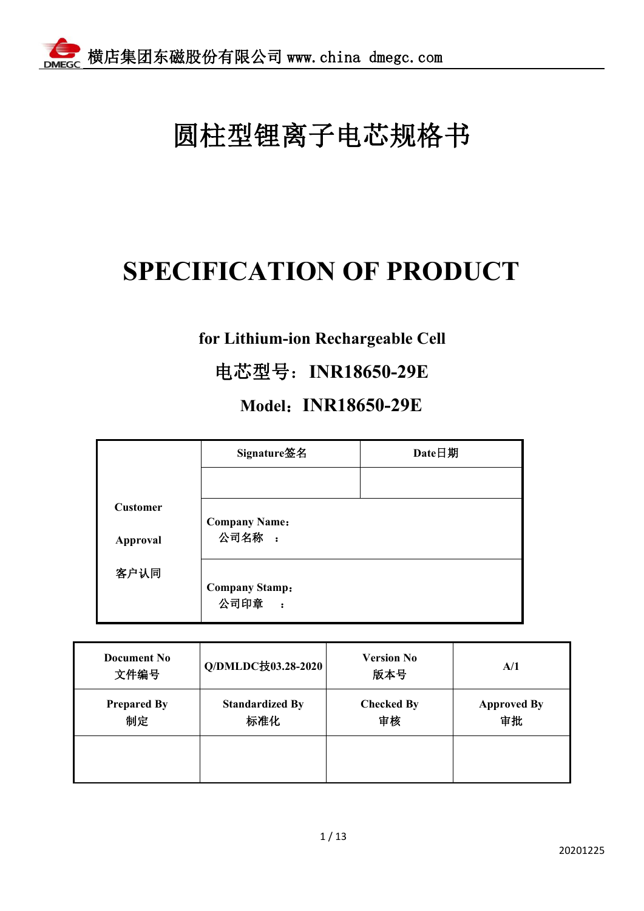# 圆柱型锂离子电芯规格书

# SPECIFICATION OF PRODUCT

**for Lithium-ion Rechargeable Cell**

**电芯型号：INR18650-29E**

**Model：INR18650-29E**

| Customer Approval 客户认同 | Signature签名 | Date日期 |
|---|---|---|
| | | |
| | Company Name：公司名称 ： | |
| | Company Stamp：公司印章 ： | |

| Document No 文件编号 | Q/DMLDC技03.28-2020 | Version No 版本号 | A/1 |
|---|---|---|---|
| Prepared By 制定 | Standardized By 标准化 | Checked By 审核 | Approved By 审批 |
| | | | |

20201225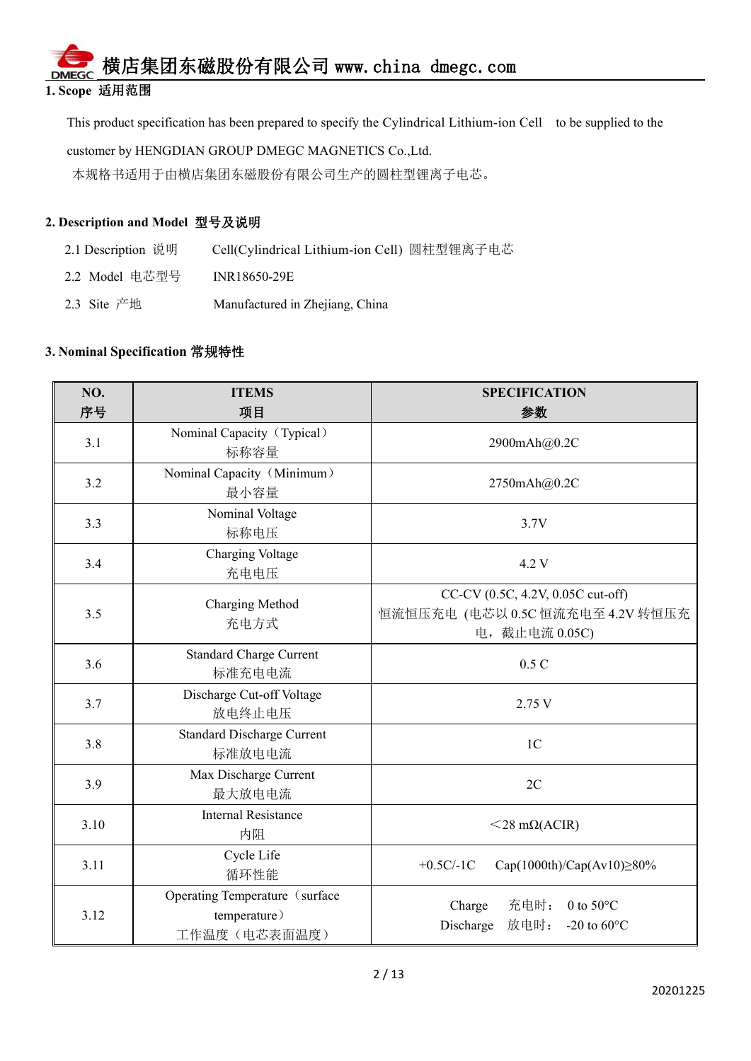## 1. Scope 适用范围

This product specification has been prepared to specify the Cylindrical Lithium-ion Cell to be supplied to the customer by HENGDIAN GROUP DMEGC MAGNETICS Co.,Ltd.

本规格书适用于由横店集团东磁股份有限公司生产的圆柱型锂离子电芯。

## 2. Description and Model 型号及说明

2.1 Description 说明　　Cell(Cylindrical Lithium-ion Cell) 圆柱型锂离子电芯

2.2 Model 电芯型号　　INR18650-29E

2.3 Site 产地　　Manufactured in Zhejiang, China

## 3. Nominal Specification 常规特性

| NO. 序号 | ITEMS 项目 | SPECIFICATION 参数 |
|---|---|---|
| 3.1 | Nominal Capacity（Typical）标称容量 | 2900mAh@0.2C |
| 3.2 | Nominal Capacity（Minimum）最小容量 | 2750mAh@0.2C |
| 3.3 | Nominal Voltage 标称电压 | 3.7V |
| 3.4 | Charging Voltage 充电电压 | 4.2 V |
| 3.5 | Charging Method 充电方式 | CC-CV (0.5C, 4.2V, 0.05C cut-off) 恒流恒压充电 (电芯以 0.5C 恒流充电至 4.2V 转恒压充电，截止电流 0.05C) |
| 3.6 | Standard Charge Current 标准充电电流 | 0.5 C |
| 3.7 | Discharge Cut-off Voltage 放电终止电压 | 2.75 V |
| 3.8 | Standard Discharge Current 标准放电电流 | 1C |
| 3.9 | Max Discharge Current 最大放电电流 | 2C |
| 3.10 | Internal Resistance 内阻 | ＜28 mΩ(ACIR) |
| 3.11 | Cycle Life 循环性能 | +0.5C/-1C　Cap(1000th)/Cap(Av10)≥80% |
| 3.12 | Operating Temperature（surface temperature）工作温度（电芯表面温度） | Charge 充电时：0 to 50°C<br>Discharge 放电时：-20 to 60°C |

20201225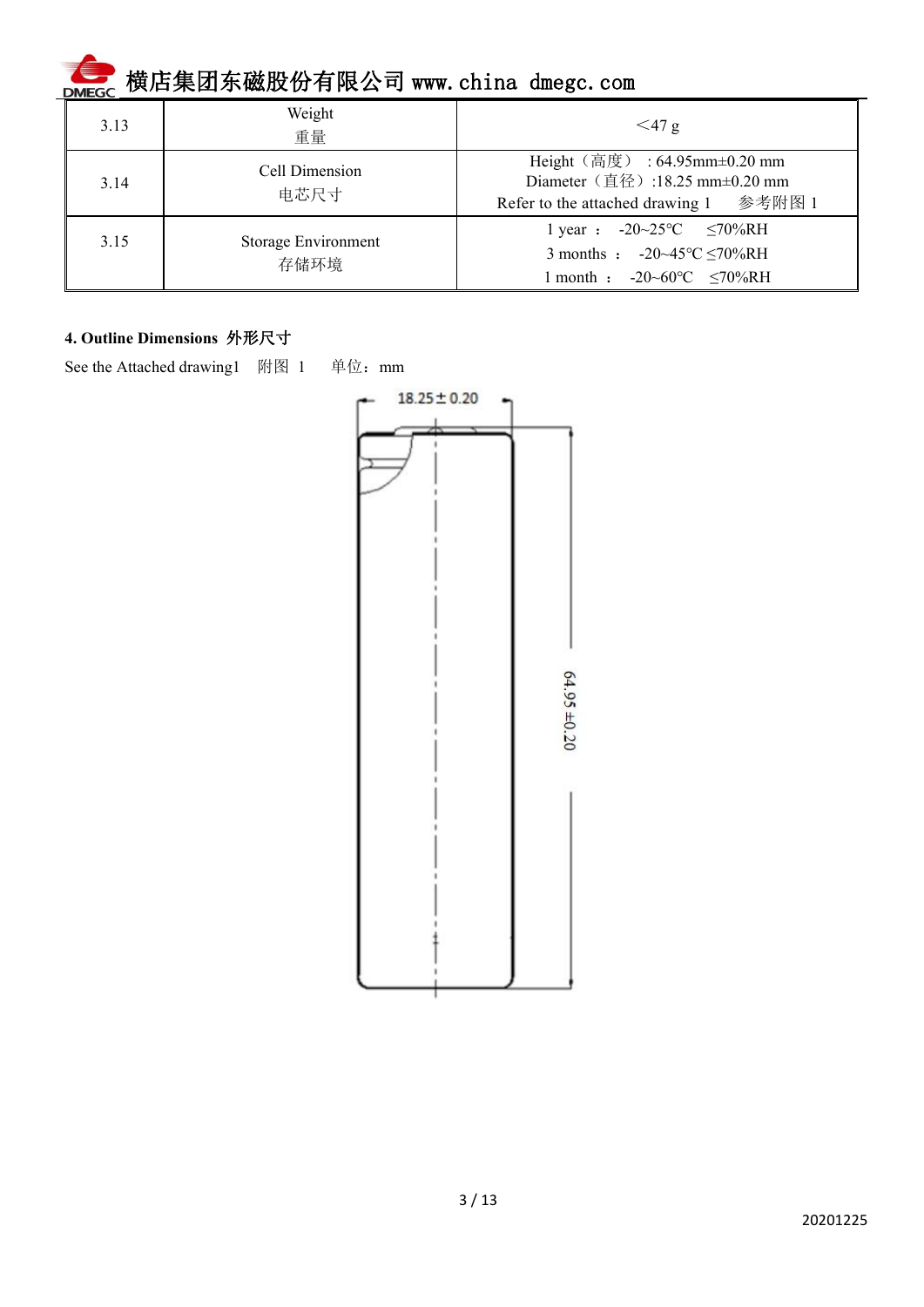| 3.13 | Weight<br>重量 | ＜47 g |
|---|---|---|
| 3.14 | Cell Dimension<br>电芯尺寸 | Height（高度） : 64.95mm±0.20 mm<br>Diameter（直径）:18.25 mm±0.20 mm<br>Refer to the attached drawing 1　参考附图 1 |
| 3.15 | Storage Environment<br>存储环境 | 1 year ： -20~25℃ ≤70%RH<br>3 months ： -20~45℃ ≤70%RH<br>1 month ： -20~60℃ ≤70%RH |

**4. Outline Dimensions 外形尺寸**

See the Attached drawing1　附图 1　单位：mm

18.25±0.20

64.95±0.20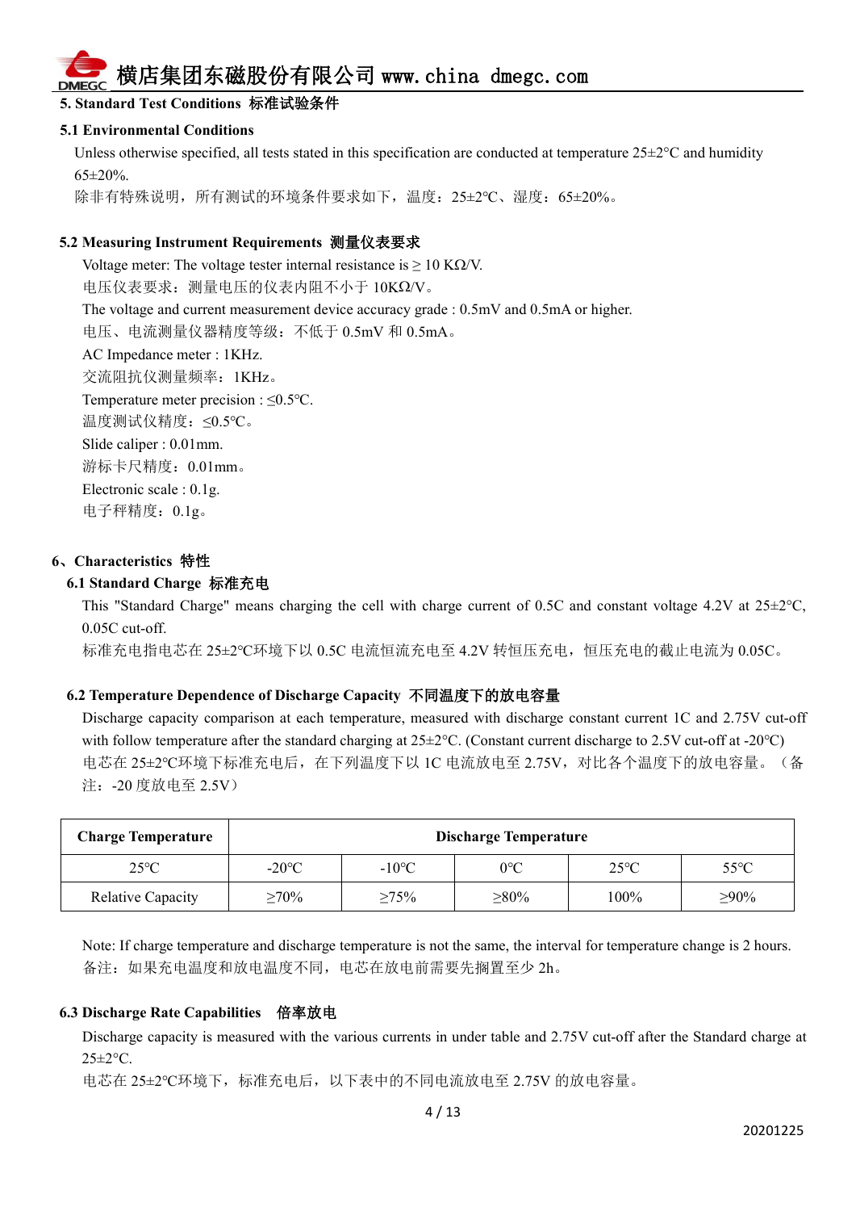## 5. Standard Test Conditions 标准试验条件

### 5.1 Environmental Conditions

Unless otherwise specified, all tests stated in this specification are conducted at temperature 25±2°C and humidity 65±20%.

除非有特殊说明，所有测试的环境条件要求如下，温度：25±2℃、湿度：65±20%。

### 5.2 Measuring Instrument Requirements 测量仪表要求

Voltage meter: The voltage tester internal resistance is ≥ 10 KΩ/V.

电压仪表要求：测量电压的仪表内阻不小于 10KΩ/V。

The voltage and current measurement device accuracy grade : 0.5mV and 0.5mA or higher.

电压、电流测量仪器精度等级：不低于 0.5mV 和 0.5mA。

AC Impedance meter : 1KHz.

交流阻抗仪测量频率：1KHz。

Temperature meter precision : ≤0.5°C.

温度测试仪精度：≤0.5°C。

Slide caliper : 0.01mm.

游标卡尺精度：0.01mm。

Electronic scale : 0.1g.

电子秤精度：0.1g。

## 6、Characteristics 特性

### 6.1 Standard Charge 标准充电

This "Standard Charge" means charging the cell with charge current of 0.5C and constant voltage 4.2V at 25±2°C, 0.05C cut-off.

标准充电指电芯在 25±2℃环境下以 0.5C 电流恒流充电至 4.2V 转恒压充电，恒压充电的截止电流为 0.05C。

### 6.2 Temperature Dependence of Discharge Capacity 不同温度下的放电容量

Discharge capacity comparison at each temperature, measured with discharge constant current 1C and 2.75V cut-off with follow temperature after the standard charging at 25±2°C. (Constant current discharge to 2.5V cut-off at -20°C)

电芯在 25±2℃环境下标准充电后，在下列温度下以 1C 电流放电至 2.75V，对比各个温度下的放电容量。（备注：-20 度放电至 2.5V）

| Charge Temperature | Discharge Temperature | | | | |
|---|---|---|---|---|---|
| 25°C | -20°C | -10°C | 0°C | 25°C | 55°C |
| Relative Capacity | ≥70% | ≥75% | ≥80% | 100% | ≥90% |

Note: If charge temperature and discharge temperature is not the same, the interval for temperature change is 2 hours.

备注：如果充电温度和放电温度不同，电芯在放电前需要先搁置至少 2h。

### 6.3 Discharge Rate Capabilities 倍率放电

Discharge capacity is measured with the various currents in under table and 2.75V cut-off after the Standard charge at 25±2°C.

电芯在 25±2℃环境下，标准充电后，以下表中的不同电流放电至 2.75V 的放电容量。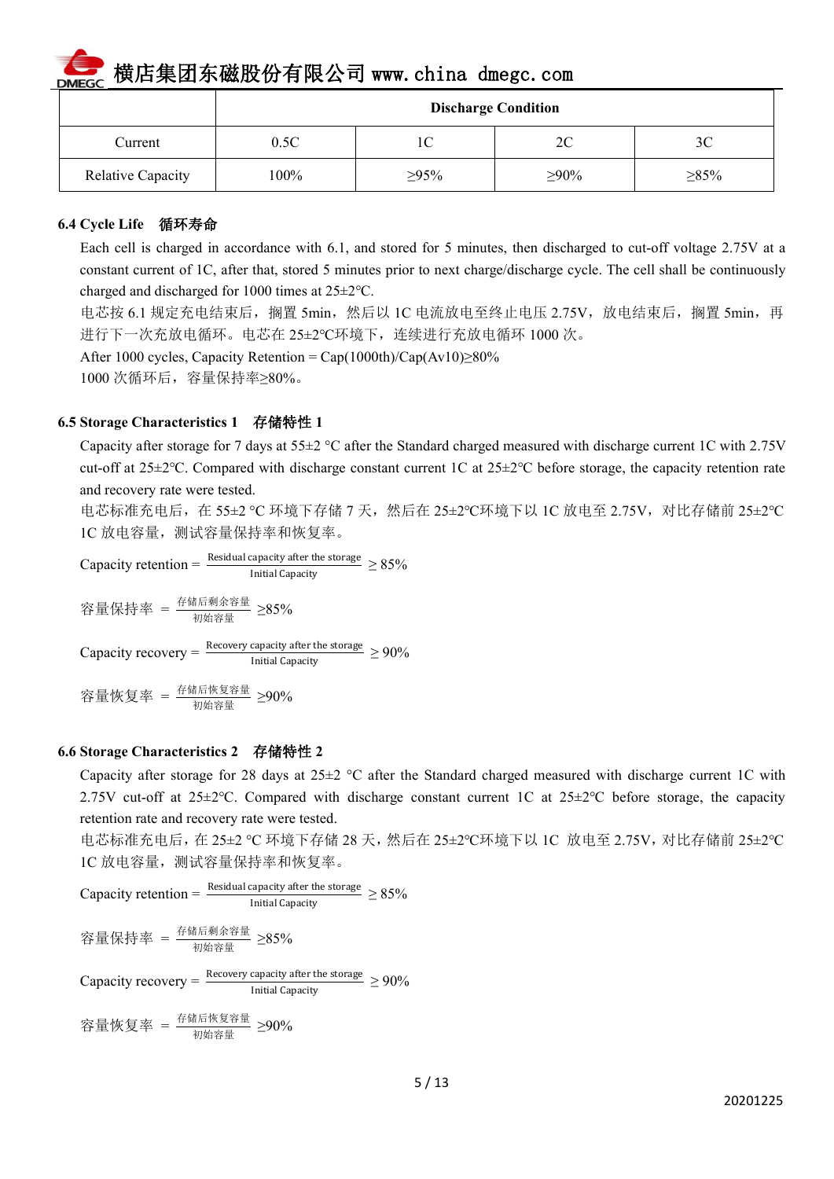| | Discharge Condition | | | |
|---|---|---|---|---|
| Current | 0.5C | 1C | 2C | 3C |
| Relative Capacity | 100% | ≥95% | ≥90% | ≥85% |

### 6.4 Cycle Life　循环寿命

Each cell is charged in accordance with 6.1, and stored for 5 minutes, then discharged to cut-off voltage 2.75V at a constant current of 1C, after that, stored 5 minutes prior to next charge/discharge cycle. The cell shall be continuously charged and discharged for 1000 times at 25±2℃.

电芯按 6.1 规定充电结束后，搁置 5min，然后以 1C 电流放电至终止电压 2.75V，放电结束后，搁置 5min，再进行下一次充放电循环。电芯在 25±2℃环境下，连续进行充放电循环 1000 次。

After 1000 cycles, Capacity Retention = Cap(1000th)/Cap(Av10)≥80%

1000 次循环后，容量保持率≥80%。

### 6.5 Storage Characteristics 1　存储特性 1

Capacity after storage for 7 days at 55±2 °C after the Standard charged measured with discharge current 1C with 2.75V cut-off at 25±2℃. Compared with discharge constant current 1C at 25±2℃ before storage, the capacity retention rate and recovery rate were tested.

电芯标准充电后，在 55±2 °C 环境下存储 7 天，然后在 25±2℃环境下以 1C 放电至 2.75V，对比存储前 25±2℃ 1C 放电容量，测试容量保持率和恢复率。

$$\text{Capacity retention} = \frac{\text{Residual capacity after the storage}}{\text{Initial Capacity}} \geq 85\%$$

$$\text{容量保持率} = \frac{\text{存储后剩余容量}}{\text{初始容量}} \geq 85\%$$

$$\text{Capacity recovery} = \frac{\text{Recovery capacity after the storage}}{\text{Initial Capacity}} \geq 90\%$$

$$\text{容量恢复率} = \frac{\text{存储后恢复容量}}{\text{初始容量}} \geq 90\%$$

### 6.6 Storage Characteristics 2　存储特性 2

Capacity after storage for 28 days at 25±2 °C after the Standard charged measured with discharge current 1C with 2.75V cut-off at 25±2℃. Compared with discharge constant current 1C at 25±2℃ before storage, the capacity retention rate and recovery rate were tested.

电芯标准充电后，在 25±2 °C 环境下存储 28 天，然后在 25±2℃环境下以 1C 放电至 2.75V，对比存储前 25±2℃ 1C 放电容量，测试容量保持率和恢复率。

$$\text{Capacity retention} = \frac{\text{Residual capacity after the storage}}{\text{Initial Capacity}} \geq 85\%$$

$$\text{容量保持率} = \frac{\text{存储后剩余容量}}{\text{初始容量}} \geq 85\%$$

$$\text{Capacity recovery} = \frac{\text{Recovery capacity after the storage}}{\text{Initial Capacity}} \geq 90\%$$

$$\text{容量恢复率} = \frac{\text{存储后恢复容量}}{\text{初始容量}} \geq 90\%$$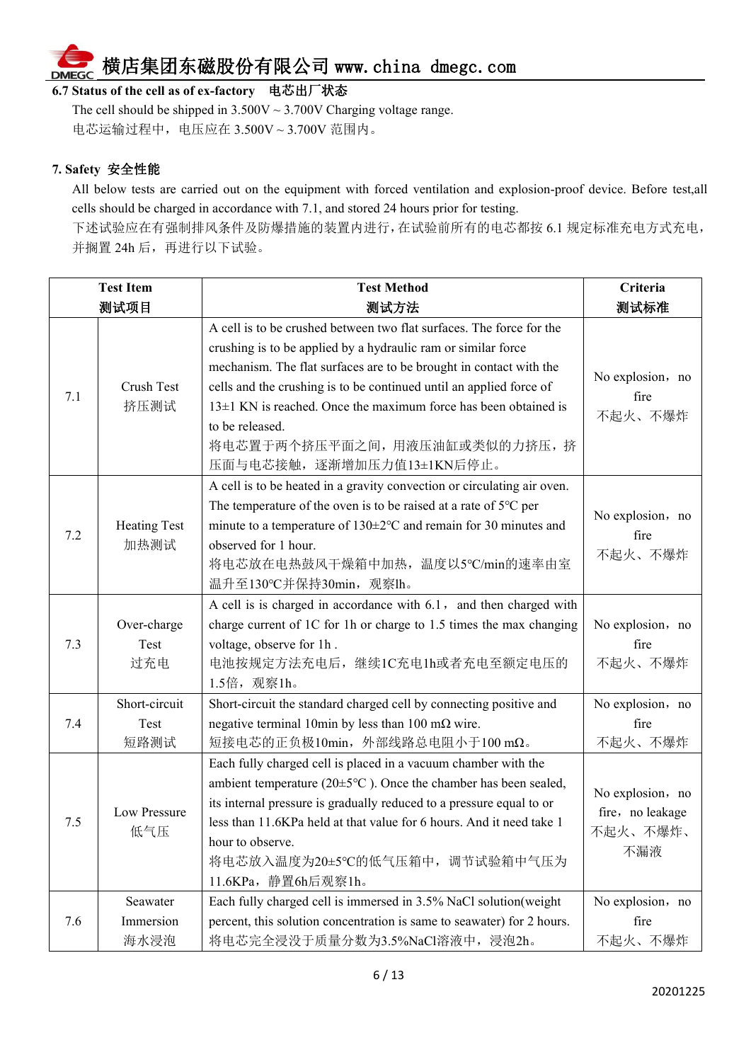### 6.7 Status of the cell as of ex-factory 电芯出厂状态

The cell should be shipped in 3.500V ~ 3.700V Charging voltage range.

电芯运输过程中，电压应在 3.500V ~ 3.700V 范围内。

## 7. Safety 安全性能

All below tests are carried out on the equipment with forced ventilation and explosion-proof device. Before test,all cells should be charged in accordance with 7.1, and stored 24 hours prior for testing.

下述试验应在有强制排风条件及防爆措施的装置内进行，在试验前所有的电芯都按 6.1 规定标准充电方式充电，并搁置 24h 后，再进行以下试验。

| Test Item<br>测试项目 | | Test Method<br>测试方法 | Criteria<br>测试标准 |
|---|---|---|---|
| 7.1 | Crush Test<br>挤压测试 | A cell is to be crushed between two flat surfaces. The force for the crushing is to be applied by a hydraulic ram or similar force mechanism. The flat surfaces are to be brought in contact with the cells and the crushing is to be continued until an applied force of 13±1 KN is reached. Once the maximum force has been obtained is to be released.<br>将电芯置于两个挤压平面之间，用液压油缸或类似的力挤压，挤压面与电芯接触，逐渐增加压力值13±1KN后停止。 | No explosion，no fire<br>不起火、不爆炸 |
| 7.2 | Heating Test<br>加热测试 | A cell is to be heated in a gravity convection or circulating air oven. The temperature of the oven is to be raised at a rate of 5℃ per minute to a temperature of 130±2℃ and remain for 30 minutes and observed for 1 hour.<br>将电芯放在电热鼓风干燥箱中加热，温度以5℃/min的速率由室温升至130℃并保持30min，观察lh。 | No explosion，no fire<br>不起火、不爆炸 |
| 7.3 | Over-charge Test<br>过充电 | A cell is is charged in accordance with 6.1， and then charged with charge current of 1C for 1h or charge to 1.5 times the max changing voltage, observe for 1h .<br>电池按规定方法充电后，继续1C充电1h或者充电至额定电压的1.5倍，观察1h。 | No explosion，no fire<br>不起火、不爆炸 |
| 7.4 | Short-circuit Test<br>短路测试 | Short-circuit the standard charged cell by connecting positive and negative terminal 10min by less than 100 mΩ wire.<br>短接电芯的正负极10min，外部线路总电阻小于100 mΩ。 | No explosion，no fire<br>不起火、不爆炸 |
| 7.5 | Low Pressure<br>低气压 | Each fully charged cell is placed in a vacuum chamber with the ambient temperature (20±5℃ ). Once the chamber has been sealed, its internal pressure is gradually reduced to a pressure equal to or less than 11.6KPa held at that value for 6 hours. And it need take 1 hour to observe.<br>将电芯放入温度为20±5℃的低气压箱中，调节试验箱中气压为11.6KPa，静置6h后观察1h。 | No explosion，no fire，no leakage<br>不起火、不爆炸、不漏液 |
| 7.6 | Seawater Immersion<br>海水浸泡 | Each fully charged cell is immersed in 3.5% NaCl solution(weight percent, this solution concentration is same to seawater) for 2 hours.<br>将电芯完全浸没于质量分数为3.5%NaCl溶液中，浸泡2h。 | No explosion，no fire<br>不起火、不爆炸 |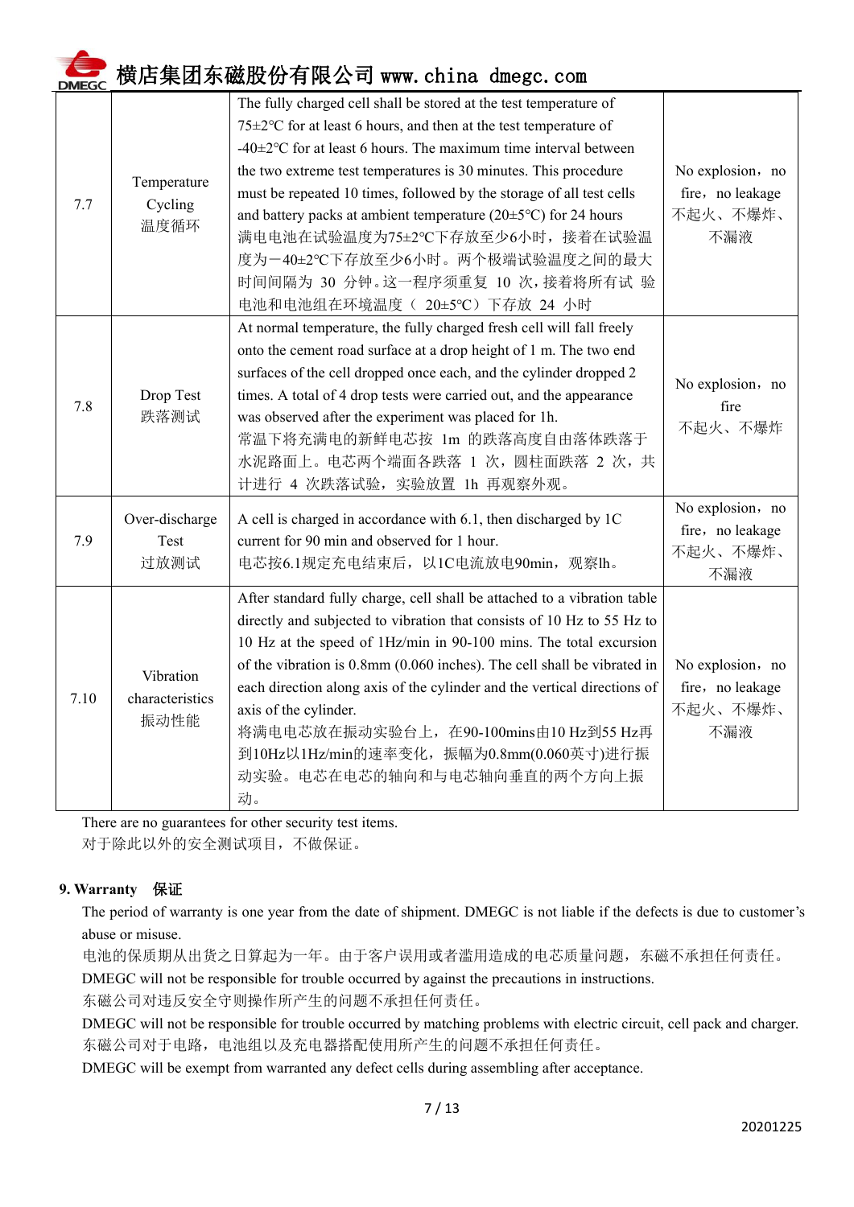| 7.7 | Temperature Cycling 温度循环 | The fully charged cell shall be stored at the test temperature of 75±2°C for at least 6 hours, and then at the test temperature of -40±2°C for at least 6 hours. The maximum time interval between the two extreme test temperatures is 30 minutes. This procedure must be repeated 10 times, followed by the storage of all test cells and battery packs at ambient temperature (20±5°C) for 24 hours<br>满电电池在试验温度为75±2°C下存放至少6小时，接着在试验温度为－40±2°C下存放至少6小时。两个极端试验温度之间的最大时间间隔为 30 分钟。这一程序须重复 10 次，接着将所有试 验电池和电池组在环境温度（ 20±5°C）下存放 24 小时 | No explosion，no fire，no leakage<br>不起火、不爆炸、不漏液 |
|---|---|---|---|
| 7.8 | Drop Test 跌落测试 | At normal temperature, the fully charged fresh cell will fall freely onto the cement road surface at a drop height of 1 m. The two end surfaces of the cell dropped once each, and the cylinder dropped 2 times. A total of 4 drop tests were carried out, and the appearance was observed after the experiment was placed for 1h.<br>常温下将充满电的新鲜电芯按 1m 的跌落高度自由落体跌落于水泥路面上。电芯两个端面各跌落 1 次，圆柱面跌落 2 次，共计进行 4 次跌落试验，实验放置 1h 再观察外观。 | No explosion，no fire<br>不起火、不爆炸 |
| 7.9 | Over-discharge Test 过放测试 | A cell is charged in accordance with 6.1, then discharged by 1C current for 90 min and observed for 1 hour.<br>电芯按6.1规定充电结束后，以1C电流放电90min，观察lh。 | No explosion，no fire，no leakage<br>不起火、不爆炸、不漏液 |
| 7.10 | Vibration characteristics 振动性能 | After standard fully charge, cell shall be attached to a vibration table directly and subjected to vibration that consists of 10 Hz to 55 Hz to 10 Hz at the speed of 1Hz/min in 90-100 mins. The total excursion of the vibration is 0.8mm (0.060 inches). The cell shall be vibrated in each direction along axis of the cylinder and the vertical directions of axis of the cylinder.<br>将满电电芯放在振动实验台上，在90-100mins由10 Hz到55 Hz再到10Hz以1Hz/min的速率变化，振幅为0.8mm(0.060英寸)进行振动实验。电芯在电芯的轴向和与电芯轴向垂直的两个方向上振动。 | No explosion，no fire，no leakage<br>不起火、不爆炸、不漏液 |

There are no guarantees for other security test items.
对于除此以外的安全测试项目，不做保证。

**9. Warranty 保证**

The period of warranty is one year from the date of shipment. DMEGC is not liable if the defects is due to customer's abuse or misuse.
电池的保质期从出货之日算起为一年。由于客户误用或者滥用造成的电芯质量问题，东磁不承担任何责任。
DMEGC will not be responsible for trouble occurred by against the precautions in instructions.
东磁公司对违反安全守则操作所产生的问题不承担任何责任。
DMEGC will not be responsible for trouble occurred by matching problems with electric circuit, cell pack and charger.
东磁公司对于电路，电池组以及充电器搭配使用所产生的问题不承担任何责任。
DMEGC will be exempt from warranted any defect cells during assembling after acceptance.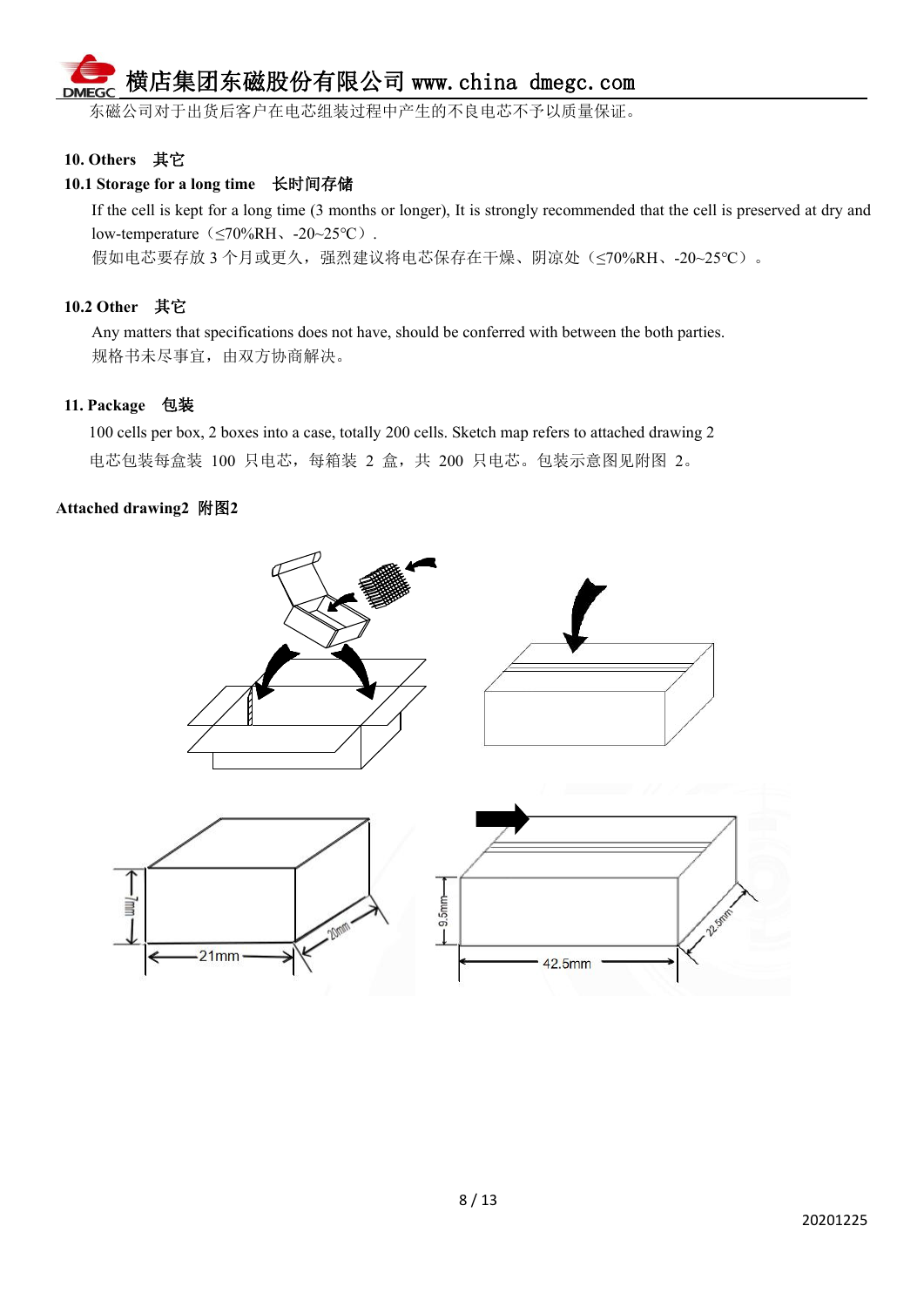东磁公司对于出货后客户在电芯组装过程中产生的不良电芯不予以质量保证。

## 10. Others 其它

### 10.1 Storage for a long time 长时间存储

If the cell is kept for a long time (3 months or longer), It is strongly recommended that the cell is preserved at dry and low-temperature（≤70%RH、-20~25℃）.

假如电芯要存放 3 个月或更久，强烈建议将电芯保存在干燥、阴凉处（≤70%RH、-20~25℃）。

### 10.2 Other 其它

Any matters that specifications does not have, should be conferred with between the both parties.

规格书未尽事宜，由双方协商解决。

## 11. Package 包装

100 cells per box, 2 boxes into a case, totally 200 cells. Sketch map refers to attached drawing 2

电芯包装每盒装 100 只电芯，每箱装 2 盒，共 200 只电芯。包装示意图见附图 2。

**Attached drawing2 附图2**

7mm　21mm　20mm　9.5mm　42.5mm　22.5mm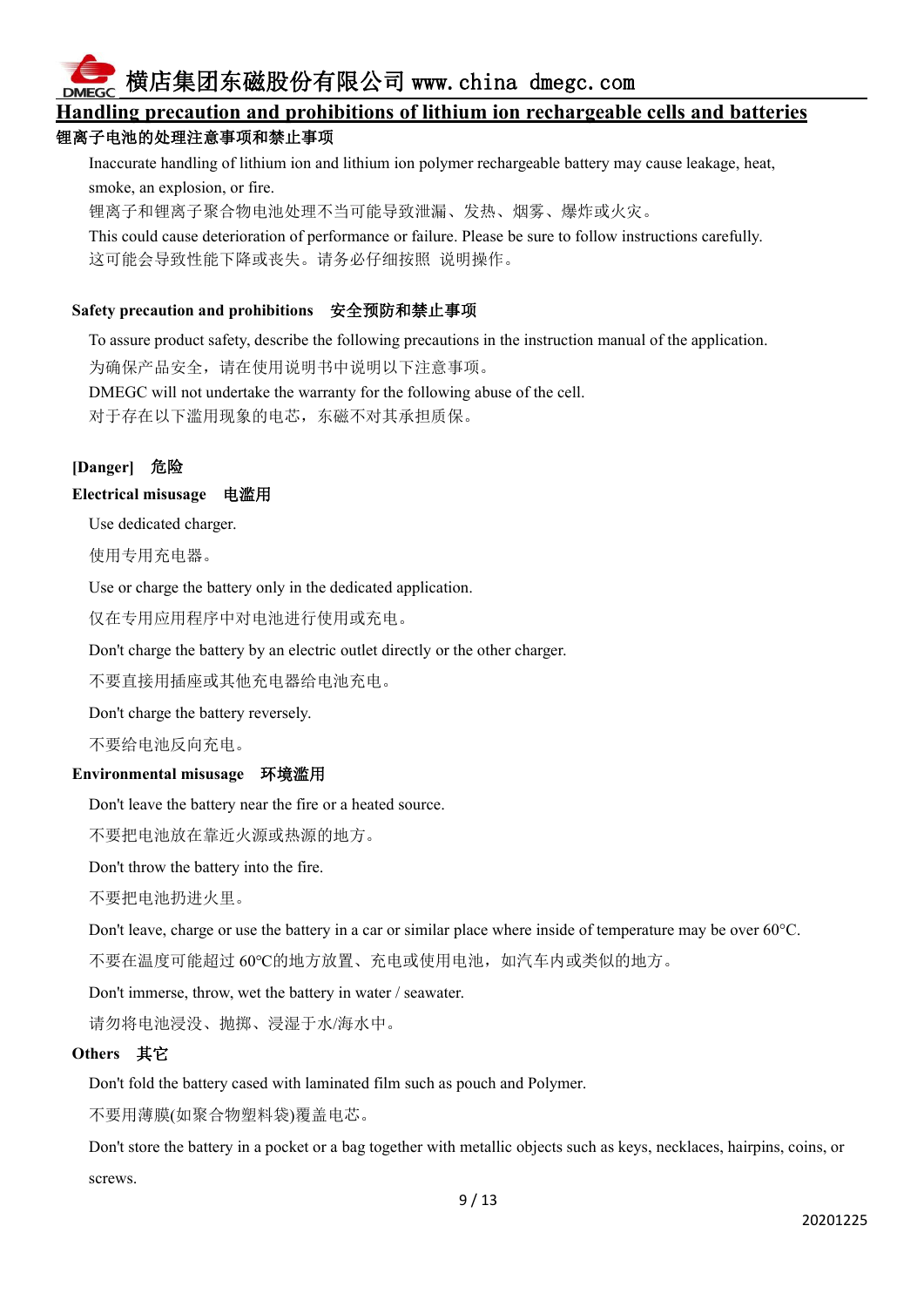## Handling precaution and prohibitions of lithium ion rechargeable cells and batteries

### 锂离子电池的处理注意事项和禁止事项

Inaccurate handling of lithium ion and lithium ion polymer rechargeable battery may cause leakage, heat, smoke, an explosion, or fire.

锂离子和锂离子聚合物电池处理不当可能导致泄漏、发热、烟雾、爆炸或火灾。

This could cause deterioration of performance or failure. Please be sure to follow instructions carefully.

这可能会导致性能下降或丧失。请务必仔细按照 说明操作。

**Safety precaution and prohibitions　安全预防和禁止事项**

To assure product safety, describe the following precautions in the instruction manual of the application.

为确保产品安全，请在使用说明书中说明以下注意事项。

DMEGC will not undertake the warranty for the following abuse of the cell.

对于存在以下滥用现象的电芯，东磁不对其承担质保。

**[Danger]　危险**

**Electrical misusage　电滥用**

Use dedicated charger.

使用专用充电器。

Use or charge the battery only in the dedicated application.

仅在专用应用程序中对电池进行使用或充电。

Don't charge the battery by an electric outlet directly or the other charger.

不要直接用插座或其他充电器给电池充电。

Don't charge the battery reversely.

不要给电池反向充电。

**Environmental misusage　环境滥用**

Don't leave the battery near the fire or a heated source.

不要把电池放在靠近火源或热源的地方。

Don't throw the battery into the fire.

不要把电池扔进火里。

Don't leave, charge or use the battery in a car or similar place where inside of temperature may be over 60°C.

不要在温度可能超过 60°C的地方放置、充电或使用电池，如汽车内或类似的地方。

Don't immerse, throw, wet the battery in water / seawater.

请勿将电池浸没、抛掷、浸湿于水/海水中。

**Others　其它**

Don't fold the battery cased with laminated film such as pouch and Polymer.

不要用薄膜(如聚合物塑料袋)覆盖电芯。

Don't store the battery in a pocket or a bag together with metallic objects such as keys, necklaces, hairpins, coins, or screws.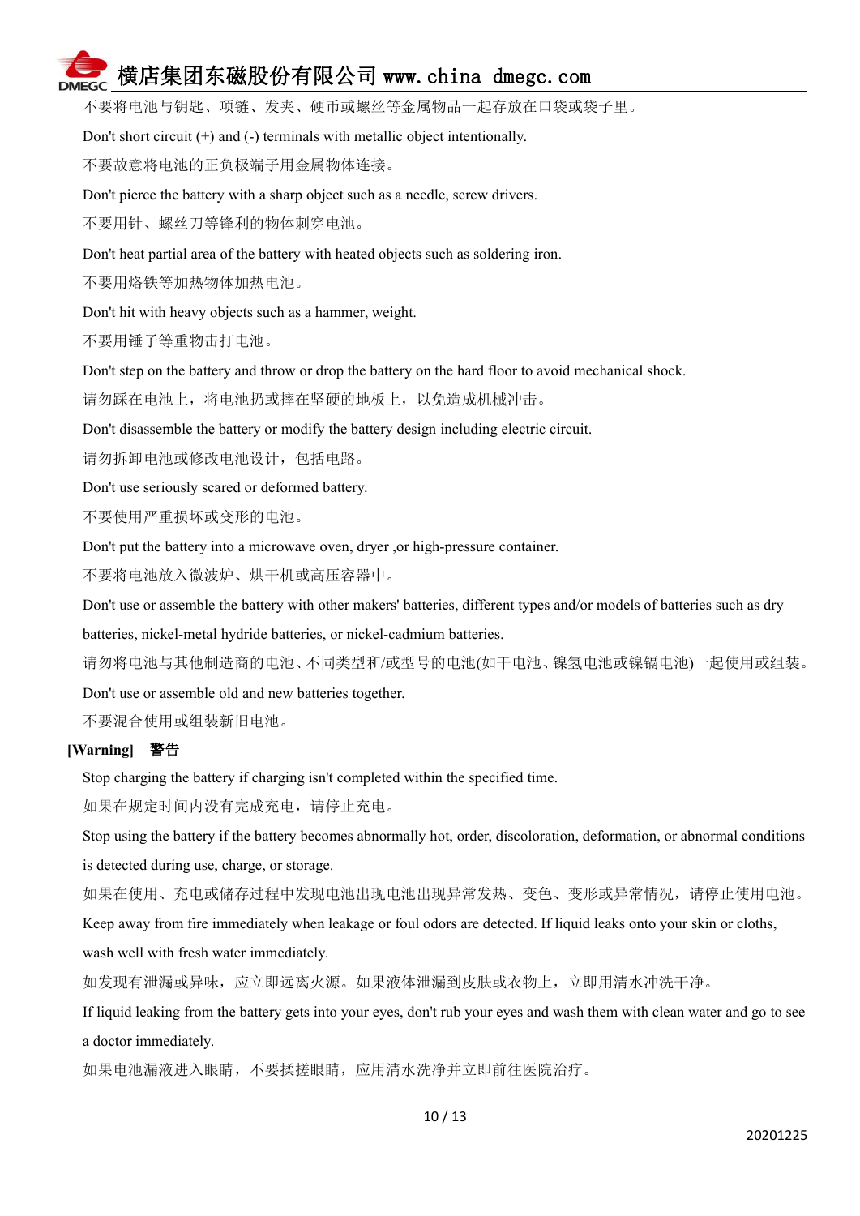不要将电池与钥匙、项链、发夹、硬币或螺丝等金属物品一起存放在口袋或袋子里。

Don't short circuit (+) and (-) terminals with metallic object intentionally.

不要故意将电池的正负极端子用金属物体连接。

Don't pierce the battery with a sharp object such as a needle, screw drivers.

不要用针、螺丝刀等锋利的物体刺穿电池。

Don't heat partial area of the battery with heated objects such as soldering iron.

不要用烙铁等加热物体加热电池。

Don't hit with heavy objects such as a hammer, weight.

不要用锤子等重物击打电池。

Don't step on the battery and throw or drop the battery on the hard floor to avoid mechanical shock.

请勿踩在电池上，将电池扔或摔在坚硬的地板上，以免造成机械冲击。

Don't disassemble the battery or modify the battery design including electric circuit.

请勿拆卸电池或修改电池设计，包括电路。

Don't use seriously scared or deformed battery.

不要使用严重损坏或变形的电池。

Don't put the battery into a microwave oven, dryer ,or high-pressure container.

不要将电池放入微波炉、烘干机或高压容器中。

Don't use or assemble the battery with other makers' batteries, different types and/or models of batteries such as dry batteries, nickel-metal hydride batteries, or nickel-cadmium batteries.

请勿将电池与其他制造商的电池、不同类型和/或型号的电池(如干电池、镍氢电池或镍镉电池)一起使用或组装。

Don't use or assemble old and new batteries together.

不要混合使用或组装新旧电池。

**[Warning] 警告**

Stop charging the battery if charging isn't completed within the specified time.

如果在规定时间内没有完成充电，请停止充电。

Stop using the battery if the battery becomes abnormally hot, order, discoloration, deformation, or abnormal conditions is detected during use, charge, or storage.

如果在使用、充电或储存过程中发现电池出现电池出现异常发热、变色、变形或异常情况，请停止使用电池。

Keep away from fire immediately when leakage or foul odors are detected. If liquid leaks onto your skin or cloths, wash well with fresh water immediately.

如发现有泄漏或异味，应立即远离火源。如果液体泄漏到皮肤或衣物上，立即用清水冲洗干净。

If liquid leaking from the battery gets into your eyes, don't rub your eyes and wash them with clean water and go to see a doctor immediately.

如果电池漏液进入眼睛，不要揉搓眼睛，应用清水洗净并立即前往医院治疗。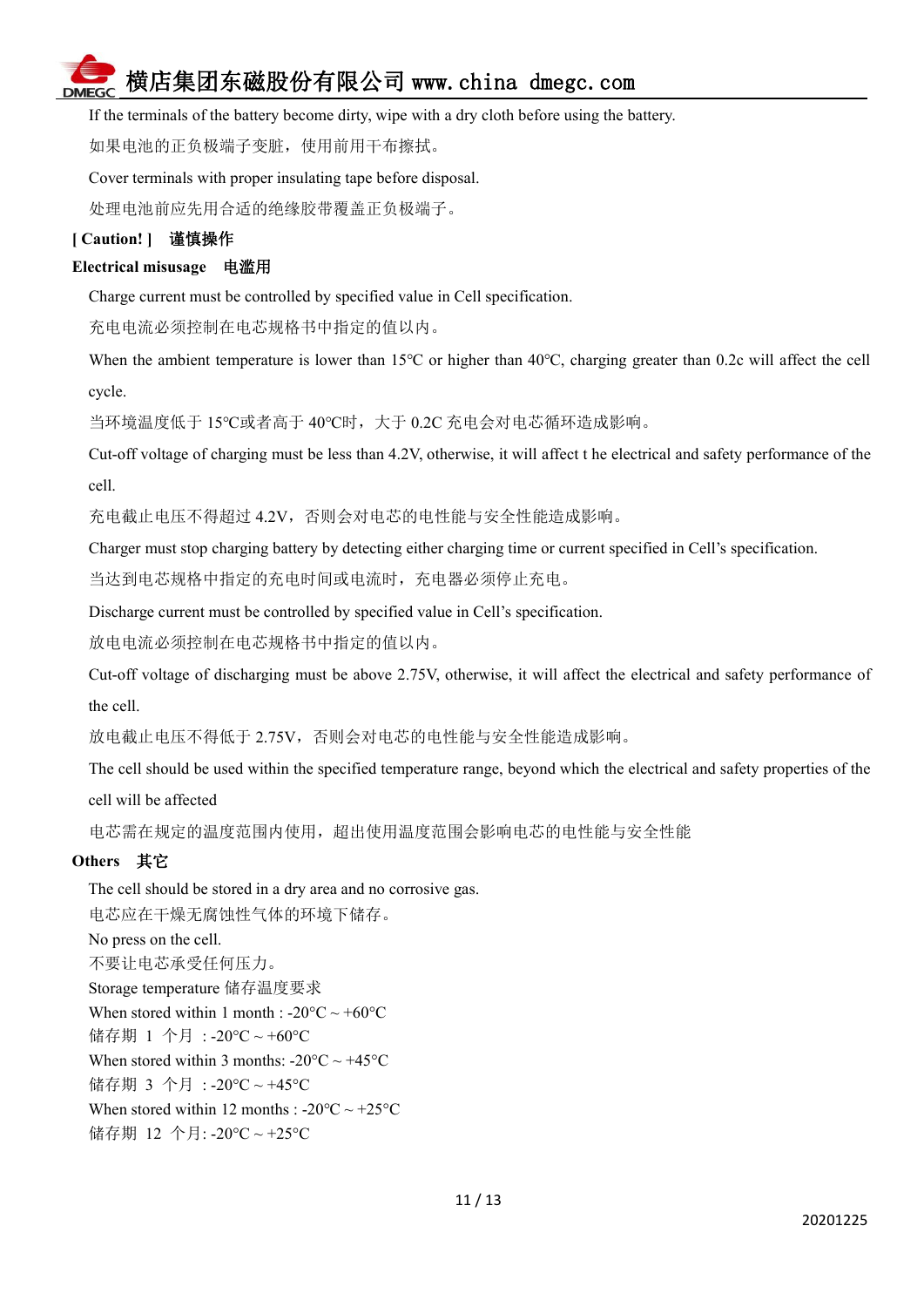If the terminals of the battery become dirty, wipe with a dry cloth before using the battery.

如果电池的正负极端子变脏，使用前用干布擦拭。

Cover terminals with proper insulating tape before disposal.

处理电池前应先用合适的绝缘胶带覆盖正负极端子。

**[ Caution! ]　谨慎操作**

**Electrical misusage　电滥用**

Charge current must be controlled by specified value in Cell specification.

充电电流必须控制在电芯规格书中指定的值以内。

When the ambient temperature is lower than 15℃ or higher than 40℃, charging greater than 0.2c will affect the cell cycle.

当环境温度低于 15℃或者高于 40℃时，大于 0.2C 充电会对电芯循环造成影响。

Cut-off voltage of charging must be less than 4.2V, otherwise, it will affect t he electrical and safety performance of the cell.

充电截止电压不得超过 4.2V，否则会对电芯的电性能与安全性能造成影响。

Charger must stop charging battery by detecting either charging time or current specified in Cell's specification.

当达到电芯规格中指定的充电时间或电流时，充电器必须停止充电。

Discharge current must be controlled by specified value in Cell's specification.

放电电流必须控制在电芯规格书中指定的值以内。

Cut-off voltage of discharging must be above 2.75V, otherwise, it will affect the electrical and safety performance of the cell.

放电截止电压不得低于 2.75V，否则会对电芯的电性能与安全性能造成影响。

The cell should be used within the specified temperature range, beyond which the electrical and safety properties of the cell will be affected

电芯需在规定的温度范围内使用，超出使用温度范围会影响电芯的电性能与安全性能

**Others　其它**

The cell should be stored in a dry area and no corrosive gas.

电芯应在干燥无腐蚀性气体的环境下储存。

No press on the cell.

不要让电芯承受任何压力。

Storage temperature 储存温度要求

When stored within 1 month : -20℃ ~ +60℃

储存期 1 个月 : -20℃ ~ +60℃

When stored within 3 months: -20℃ ~ +45℃

储存期 3 个月 : -20℃ ~ +45℃

When stored within 12 months : -20℃ ~ +25℃

储存期 12 个月: -20℃ ~ +25℃

20201225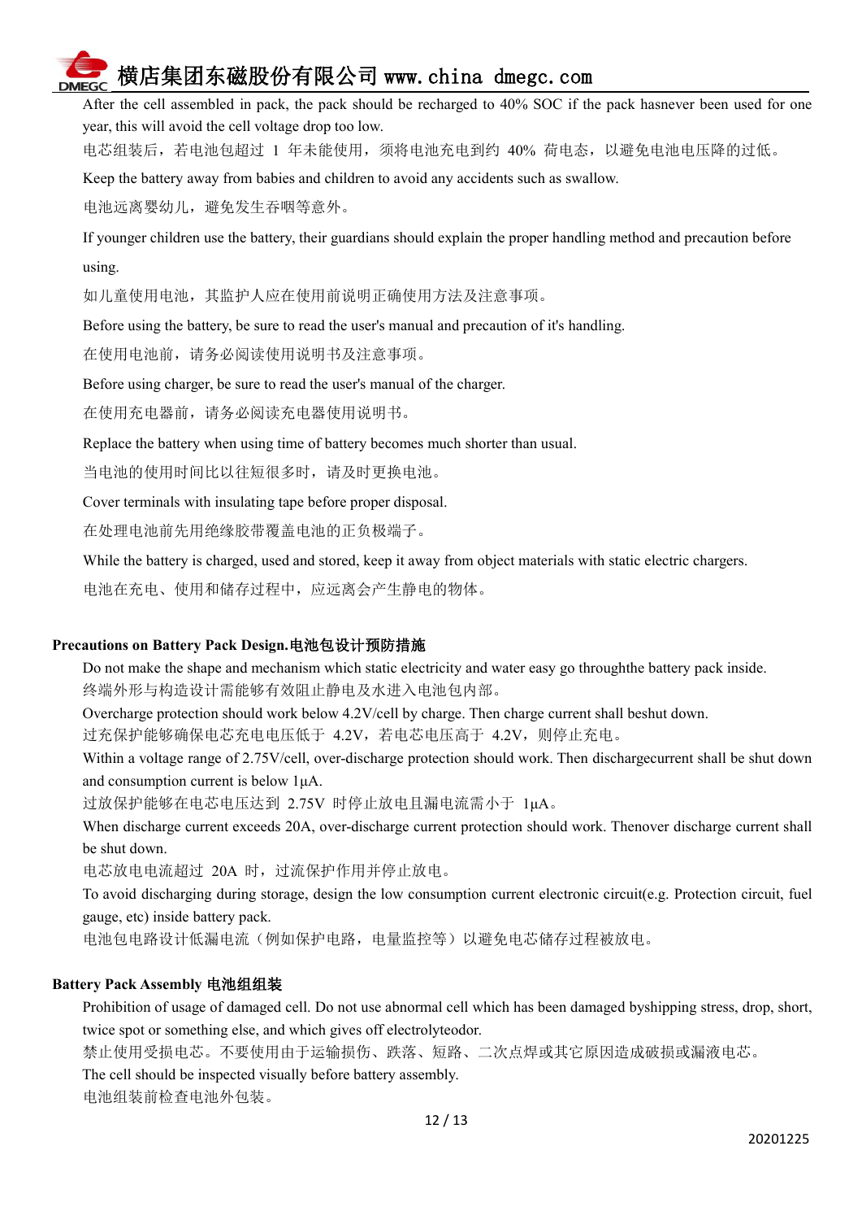After the cell assembled in pack, the pack should be recharged to 40% SOC if the pack hasnever been used for one year, this will avoid the cell voltage drop too low.

电芯组装后，若电池包超过 1 年未能使用，须将电池充电到约 40% 荷电态，以避免电池电压降的过低。

Keep the battery away from babies and children to avoid any accidents such as swallow.

电池远离婴幼儿，避免发生吞咽等意外。

If younger children use the battery, their guardians should explain the proper handling method and precaution before using.

如儿童使用电池，其监护人应在使用前说明正确使用方法及注意事项。

Before using the battery, be sure to read the user's manual and precaution of it's handling.

在使用电池前，请务必阅读使用说明书及注意事项。

Before using charger, be sure to read the user's manual of the charger.

在使用充电器前，请务必阅读充电器使用说明书。

Replace the battery when using time of battery becomes much shorter than usual.

当电池的使用时间比以往短很多时，请及时更换电池。

Cover terminals with insulating tape before proper disposal.

在处理电池前先用绝缘胶带覆盖电池的正负极端子。

While the battery is charged, used and stored, keep it away from object materials with static electric chargers.

电池在充电、使用和储存过程中，应远离会产生静电的物体。

**Precautions on Battery Pack Design.电池包设计预防措施**

Do not make the shape and mechanism which static electricity and water easy go throughthe battery pack inside.

终端外形与构造设计需能够有效阻止静电及水进入电池包内部。

Overcharge protection should work below 4.2V/cell by charge. Then charge current shall beshut down.

过充保护能够确保电芯充电电压低于 4.2V，若电芯电压高于 4.2V，则停止充电。

Within a voltage range of 2.75V/cell, over-discharge protection should work. Then dischargecurrent shall be shut down and consumption current is below 1μA.

过放保护能够在电芯电压达到 2.75V 时停止放电且漏电流需小于 1μA。

When discharge current exceeds 20A, over-discharge current protection should work. Thenover discharge current shall be shut down.

电芯放电电流超过 20A 时，过流保护作用并停止放电。

To avoid discharging during storage, design the low consumption current electronic circuit(e.g. Protection circuit, fuel gauge, etc) inside battery pack.

电池包电路设计低漏电流（例如保护电路，电量监控等）以避免电芯储存过程被放电。

**Battery Pack Assembly 电池组组装**

Prohibition of usage of damaged cell. Do not use abnormal cell which has been damaged byshipping stress, drop, short, twice spot or something else, and which gives off electrolyteodor.

禁止使用受损电芯。不要使用由于运输损伤、跌落、短路、二次点焊或其它原因造成破损或漏液电芯。

The cell should be inspected visually before battery assembly.

电池组装前检查电池外包装。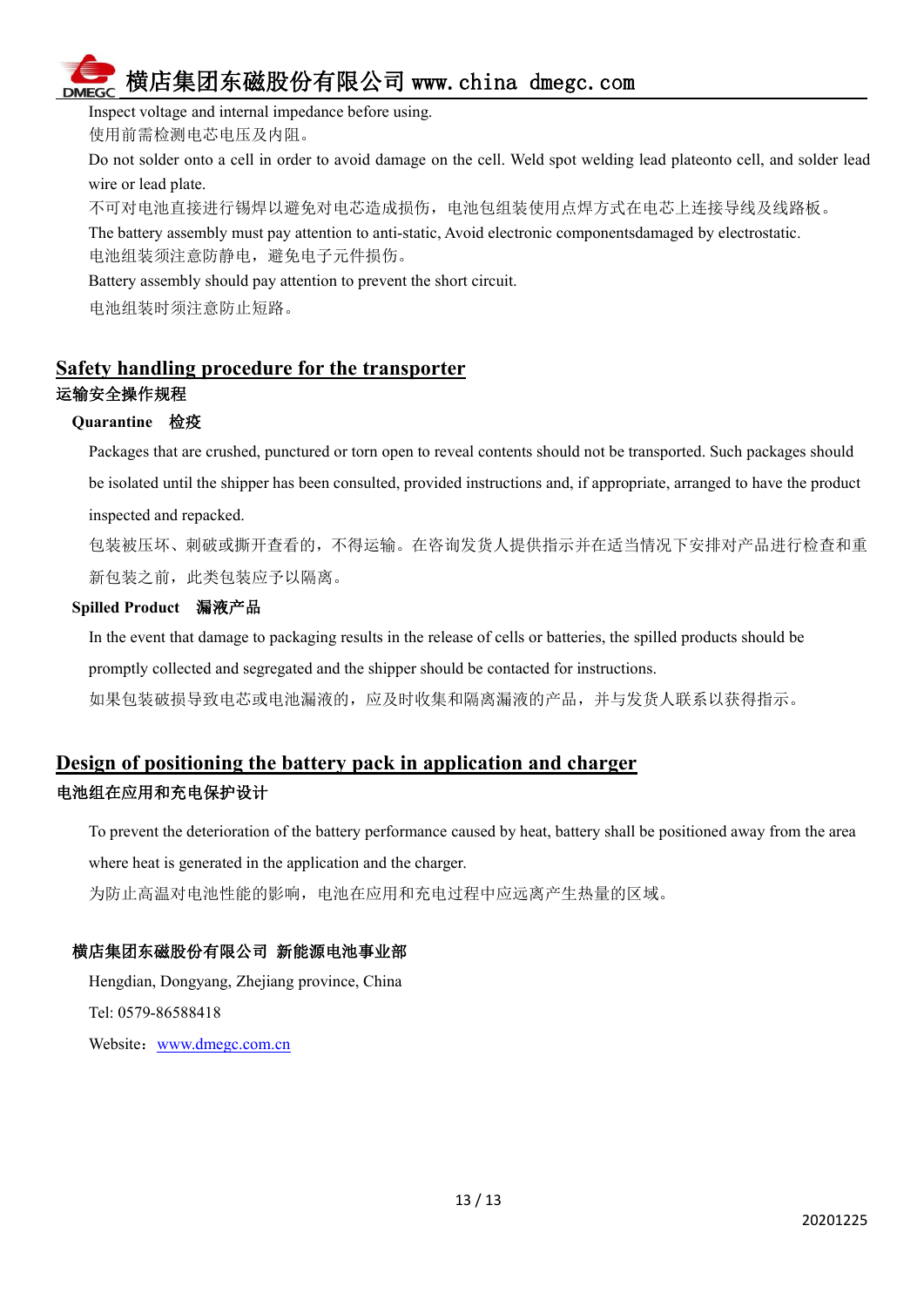Inspect voltage and internal impedance before using.

使用前需检测电芯电压及内阻。

Do not solder onto a cell in order to avoid damage on the cell. Weld spot welding lead plateonto cell, and solder lead wire or lead plate.

不可对电池直接进行锡焊以避免对电芯造成损伤，电池包组装使用点焊方式在电芯上连接导线及线路板。

The battery assembly must pay attention to anti-static, Avoid electronic componentsdamaged by electrostatic.

电池组装须注意防静电，避免电子元件损伤。

Battery assembly should pay attention to prevent the short circuit.

电池组装时须注意防止短路。

## Safety handling procedure for the transporter

**运输安全操作规程**

**Quarantine　检疫**

Packages that are crushed, punctured or torn open to reveal contents should not be transported. Such packages should be isolated until the shipper has been consulted, provided instructions and, if appropriate, arranged to have the product inspected and repacked.

包装被压坏、刺破或撕开查看的，不得运输。在咨询发货人提供指示并在适当情况下安排对产品进行检查和重新包装之前，此类包装应予以隔离。

**Spilled Product　漏液产品**

In the event that damage to packaging results in the release of cells or batteries, the spilled products should be promptly collected and segregated and the shipper should be contacted for instructions.

如果包装破损导致电芯或电池漏液的，应及时收集和隔离漏液的产品，并与发货人联系以获得指示。

## Design of positioning the battery pack in application and charger

**电池组在应用和充电保护设计**

To prevent the deterioration of the battery performance caused by heat, battery shall be positioned away from the area where heat is generated in the application and the charger.

为防止高温对电池性能的影响，电池在应用和充电过程中应远离产生热量的区域。

**横店集团东磁股份有限公司 新能源电池事业部**

Hengdian, Dongyang, Zhejiang province, China

Tel: 0579-86588418

Website：www.dmegc.com.cn

20201225